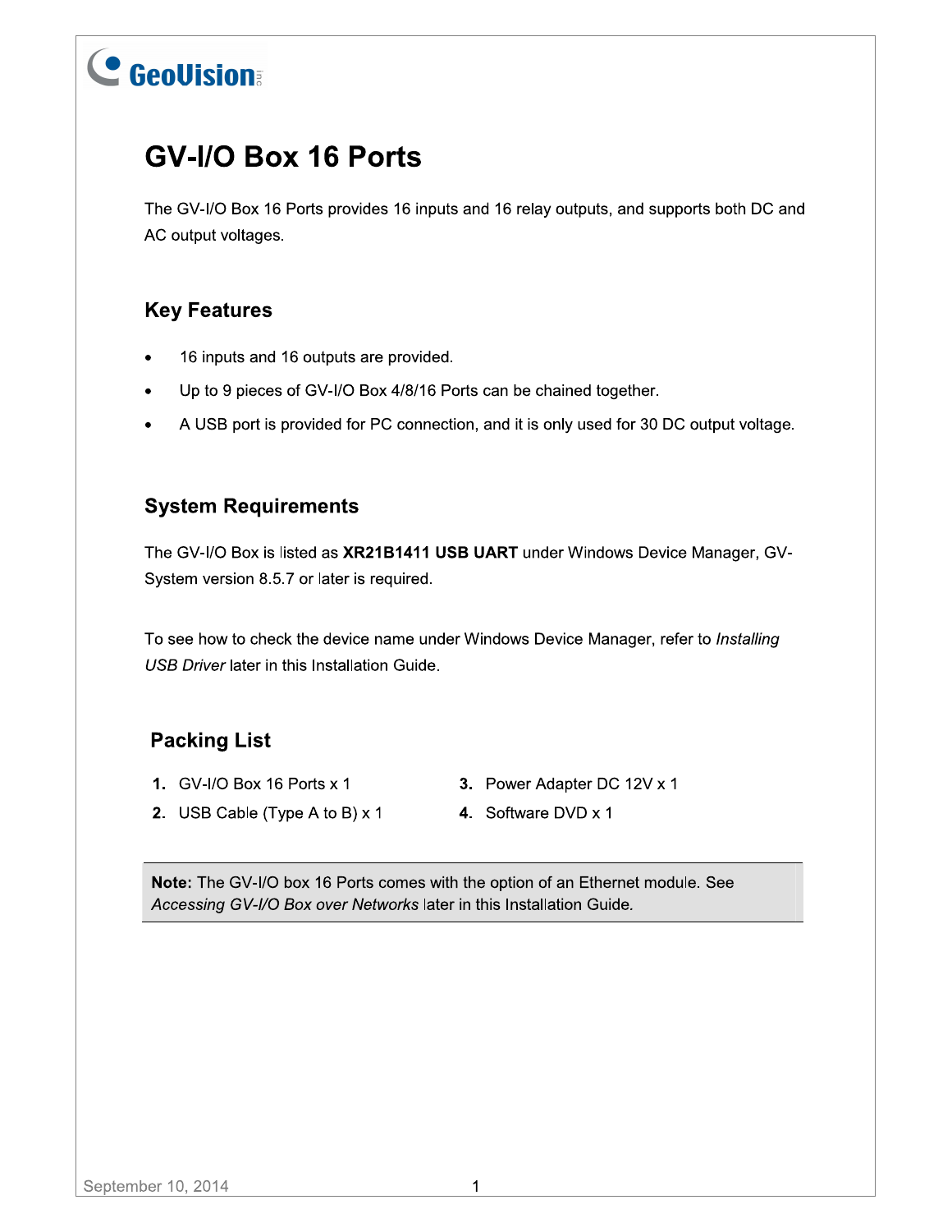# GV-I/O Box 16 Ports

The GV-I/O Box 16 Ports provides 16 inputs and 16 relay outputs, and supports both DC and AC output voltages.

## Key Features

- 16 inputs and 16 outputs are provided.
- Up to 9 pieces of GV-I/O Box 4/8/16 Ports can be chained together.
- A USB port is provided for PC connection, and it is only used for 30 DC output voltage.

## System Requirements

The GV-I/O Box is listed as **XR21B1411 USB UART** under Windows Device Manager, GV-System version 8.5.7 or later is required.

To see how to check the device name under Windows Device Manager, refer to *Installing USB Driver* later in this Installation Guide.

## Packing List

1. GV-I/O Box 16 Ports x 1
2. USB Cable (Type A to B) x 1
3. Power Adapter DC 12V x 1
4. Software DVD x 1

**Note:** The GV-I/O box 16 Ports comes with the option of an Ethernet module. See *Accessing GV-I/O Box over Networks* later in this Installation Guide.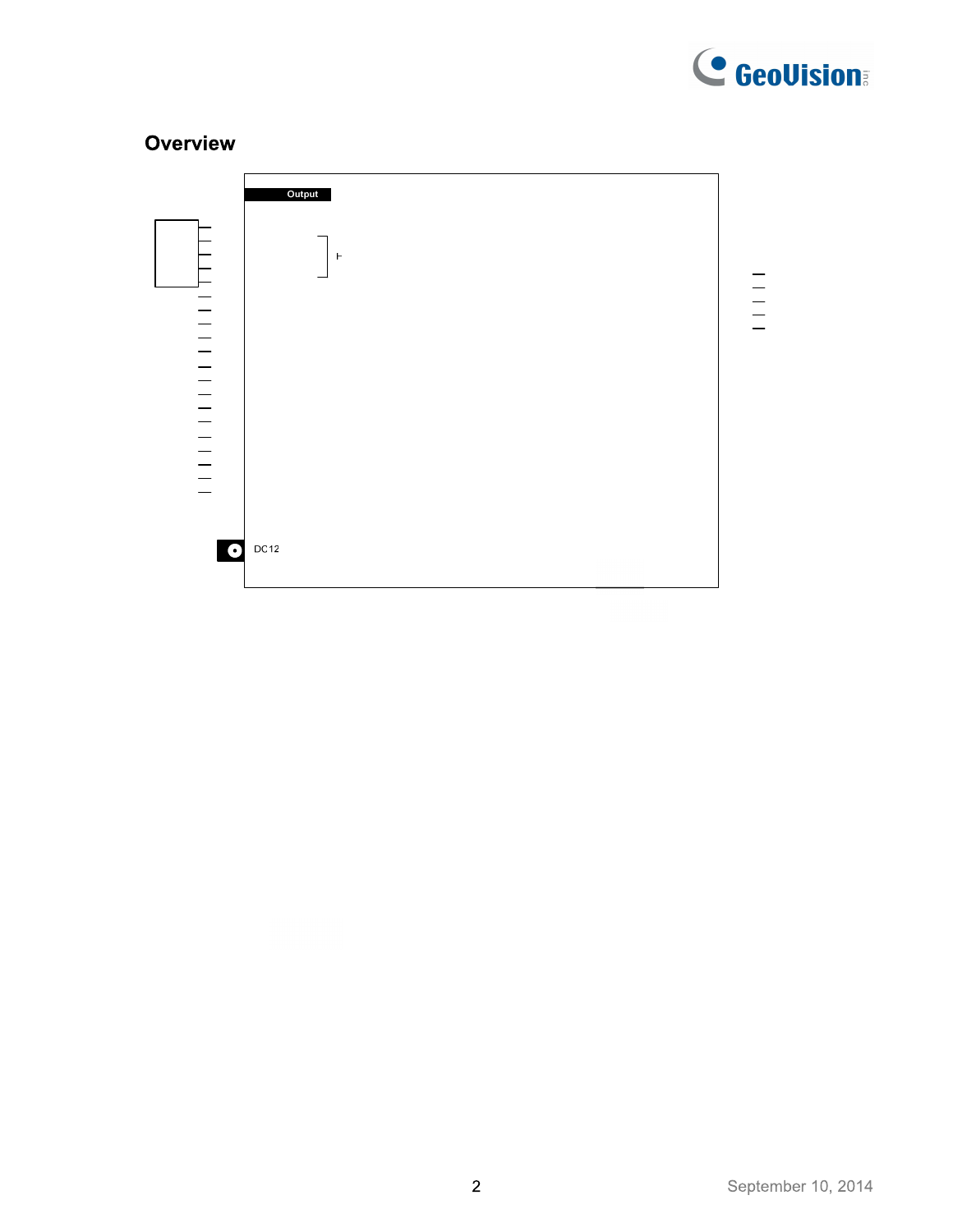## Overview

Output

DC12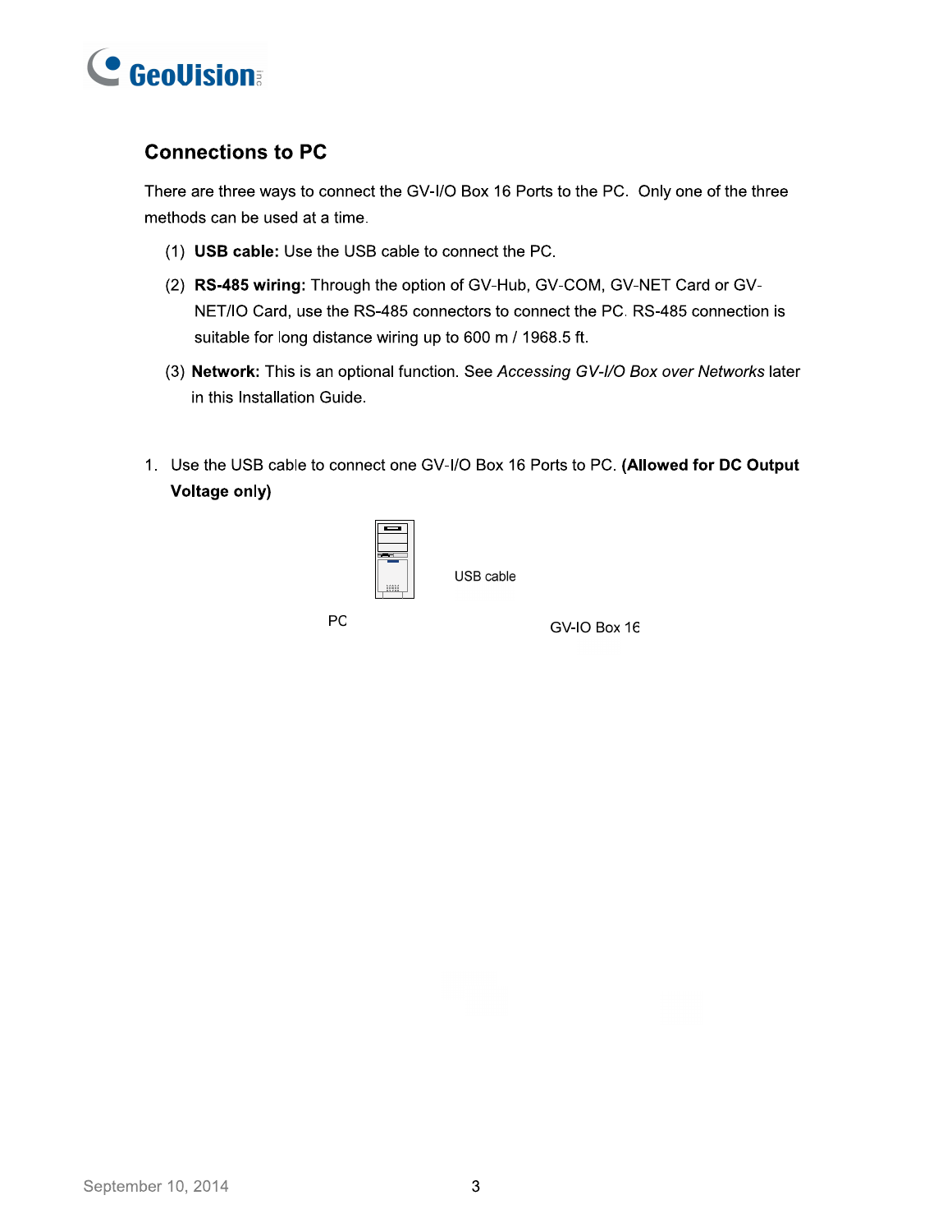## Connections to PC

There are three ways to connect the GV-I/O Box 16 Ports to the PC. Only one of the three methods can be used at a time.

(1) **USB cable:** Use the USB cable to connect the PC.

(2) **RS-485 wiring:** Through the option of GV-Hub, GV-COM, GV-NET Card or GV-NET/IO Card, use the RS-485 connectors to connect the PC. RS-485 connection is suitable for long distance wiring up to 600 m / 1968.5 ft.

(3) **Network:** This is an optional function. See *Accessing GV-I/O Box over Networks* later in this Installation Guide.

1. Use the USB cable to connect one GV-I/O Box 16 Ports to PC. **(Allowed for DC Output Voltage only)**

USB cable

PC

GV-IO Box 16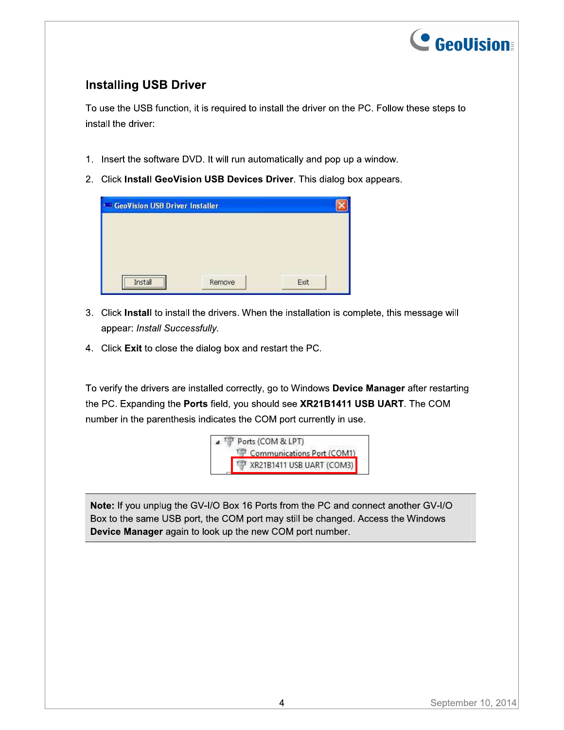## Installing USB Driver

To use the USB function, it is required to install the driver on the PC. Follow these steps to install the driver:

1. Insert the software DVD. It will run automatically and pop up a window.
2. Click **Install GeoVision USB Devices Driver**. This dialog box appears.
3. Click **Install** to install the drivers. When the installation is complete, this message will appear: *Install Successfully.*
4. Click **Exit** to close the dialog box and restart the PC.

To verify the drivers are installed correctly, go to Windows **Device Manager** after restarting the PC. Expanding the **Ports** field, you should see **XR21B1411 USB UART**. The COM number in the parenthesis indicates the COM port currently in use.

> **Note:** If you unplug the GV-I/O Box 16 Ports from the PC and connect another GV-I/O Box to the same USB port, the COM port may still be changed. Access the Windows **Device Manager** again to look up the new COM port number.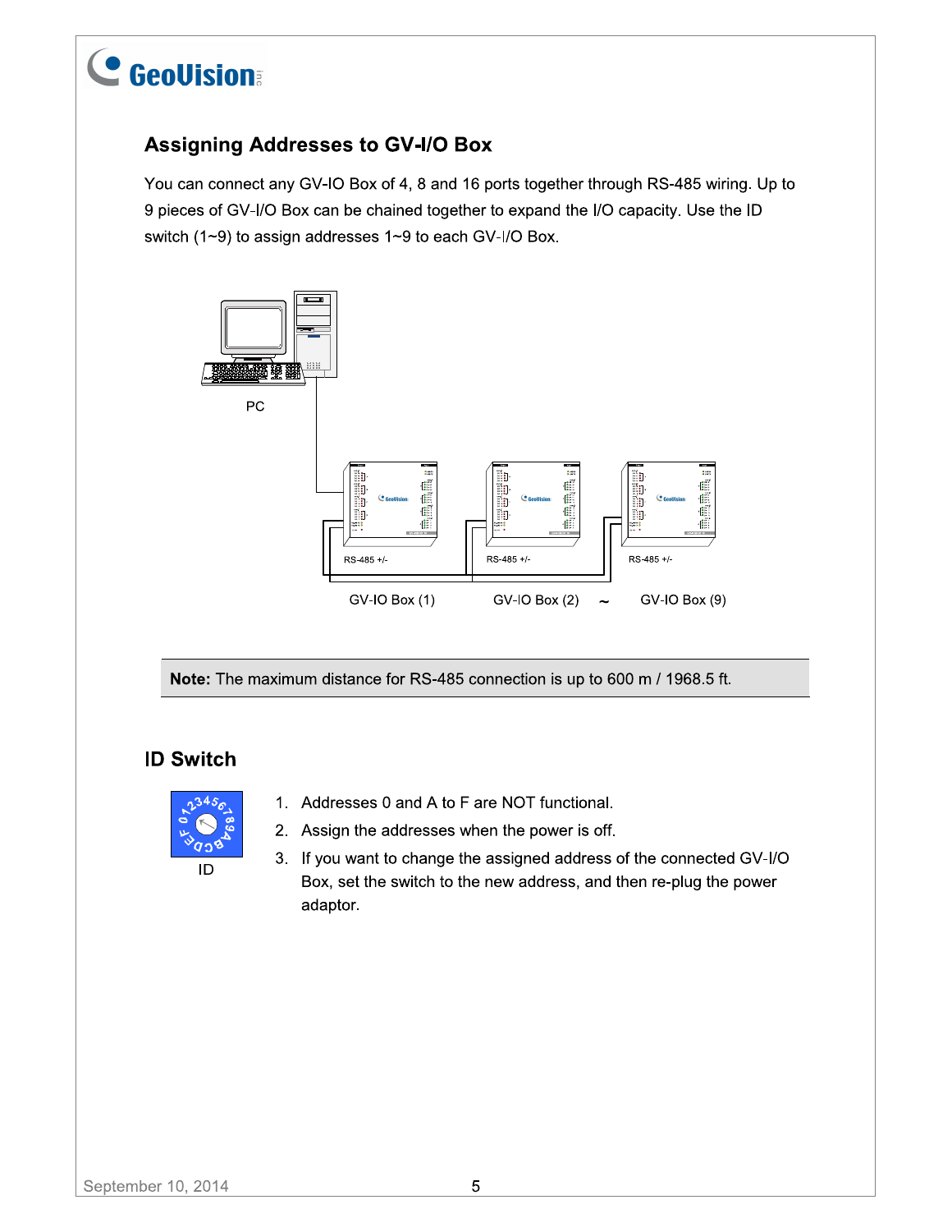## Assigning Addresses to GV-I/O Box

You can connect any GV-IO Box of 4, 8 and 16 ports together through RS-485 wiring. Up to 9 pieces of GV-I/O Box can be chained together to expand the I/O capacity. Use the ID switch (1~9) to assign addresses 1~9 to each GV-I/O Box.

PC

RS-485 +/- RS-485 +/- RS-485 +/-

GV-IO Box (1) GV-IO Box (2) ~ GV-IO Box (9)

**Note:** The maximum distance for RS-485 connection is up to 600 m / 1968.5 ft.

## ID Switch

ID

1. Addresses 0 and A to F are NOT functional.
2. Assign the addresses when the power is off.
3. If you want to change the assigned address of the connected GV-I/O Box, set the switch to the new address, and then re-plug the power adaptor.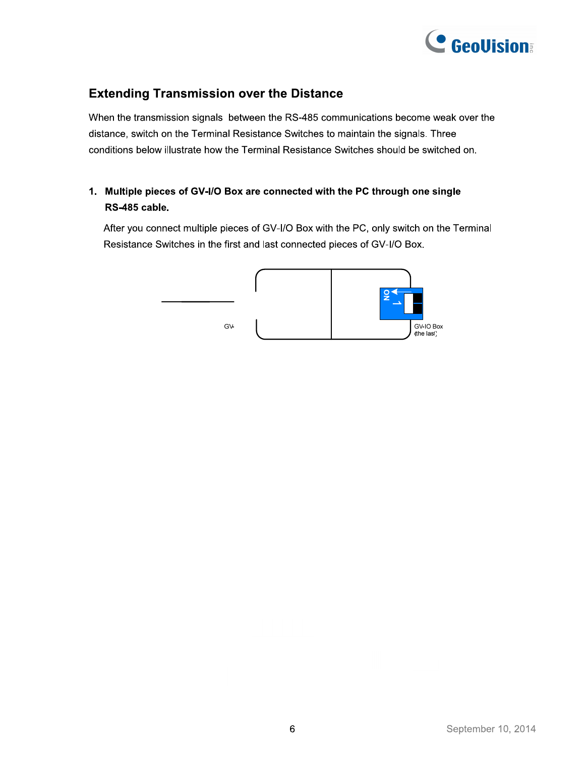## Extending Transmission over the Distance

When the transmission signals between the RS-485 communications become weak over the distance, switch on the Terminal Resistance Switches to maintain the signals. Three conditions below illustrate how the Terminal Resistance Switches should be switched on.

1. **Multiple pieces of GV-I/O Box are connected with the PC through one single RS-485 cable.**

   After you connect multiple pieces of GV-I/O Box with the PC, only switch on the Terminal Resistance Switches in the first and last connected pieces of GV-I/O Box.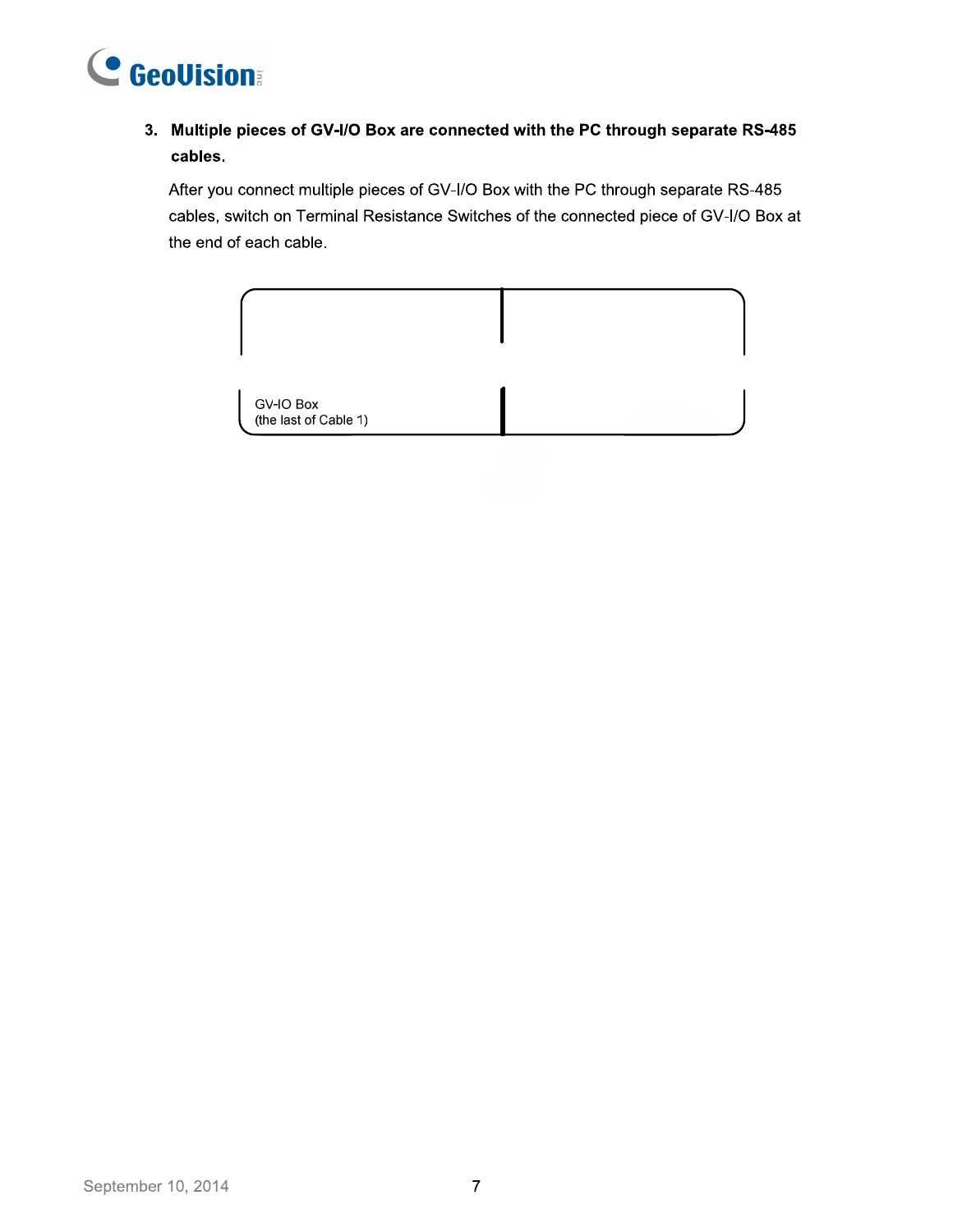3. **Multiple pieces of GV-I/O Box are connected with the PC through separate RS-485 cables.**

   After you connect multiple pieces of GV-I/O Box with the PC through separate RS-485 cables, switch on Terminal Resistance Switches of the connected piece of GV-I/O Box at the end of each cable.

GV-IO Box
(the last of Cable 1)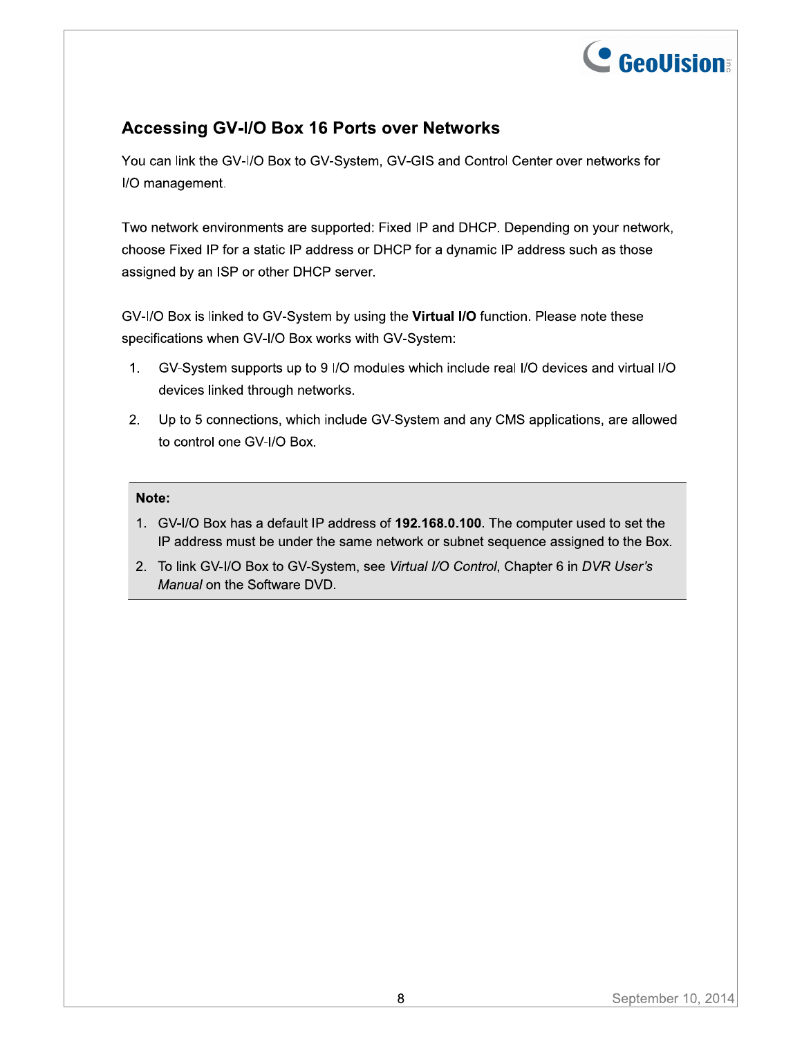## Accessing GV-I/O Box 16 Ports over Networks

You can link the GV-I/O Box to GV-System, GV-GIS and Control Center over networks for I/O management.

Two network environments are supported: Fixed IP and DHCP. Depending on your network, choose Fixed IP for a static IP address or DHCP for a dynamic IP address such as those assigned by an ISP or other DHCP server.

GV-I/O Box is linked to GV-System by using the **Virtual I/O** function. Please note these specifications when GV-I/O Box works with GV-System:

1. GV-System supports up to 9 I/O modules which include real I/O devices and virtual I/O devices linked through networks.
2. Up to 5 connections, which include GV-System and any CMS applications, are allowed to control one GV-I/O Box.

> **Note:**
>
> 1. GV-I/O Box has a default IP address of **192.168.0.100**. The computer used to set the IP address must be under the same network or subnet sequence assigned to the Box.
> 2. To link GV-I/O Box to GV-System, see *Virtual I/O Control*, Chapter 6 in *DVR User's Manual* on the Software DVD.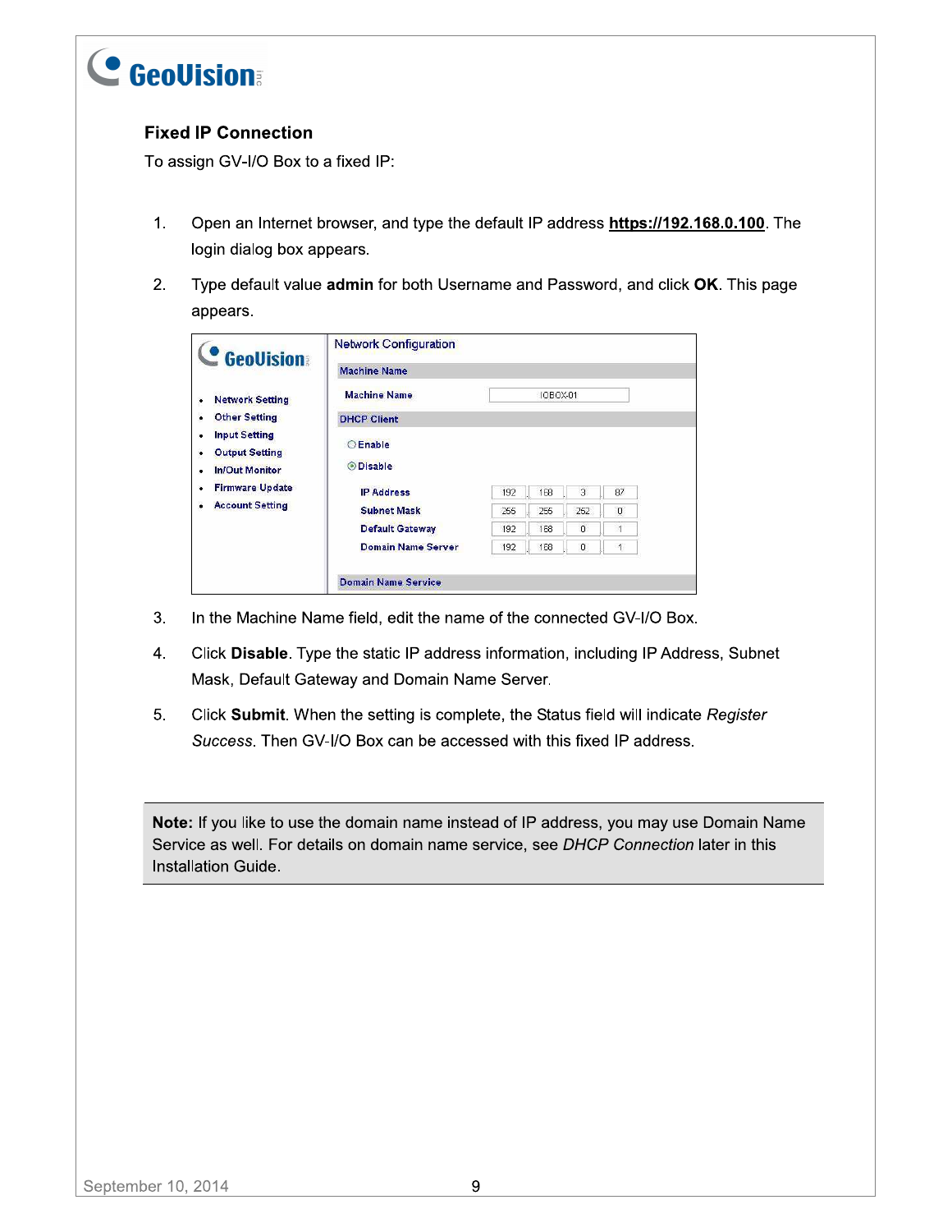### Fixed IP Connection

To assign GV-I/O Box to a fixed IP:

1. Open an Internet browser, and type the default IP address **https://192.168.0.100**. The login dialog box appears.
2. Type default value **admin** for both Username and Password, and click **OK**. This page appears.
3. In the Machine Name field, edit the name of the connected GV-I/O Box.
4. Click **Disable**. Type the static IP address information, including IP Address, Subnet Mask, Default Gateway and Domain Name Server.
5. Click **Submit**. When the setting is complete, the Status field will indicate *Register Success*. Then GV-I/O Box can be accessed with this fixed IP address.

**Note:** If you like to use the domain name instead of IP address, you may use Domain Name Service as well. For details on domain name service, see *DHCP Connection* later in this Installation Guide.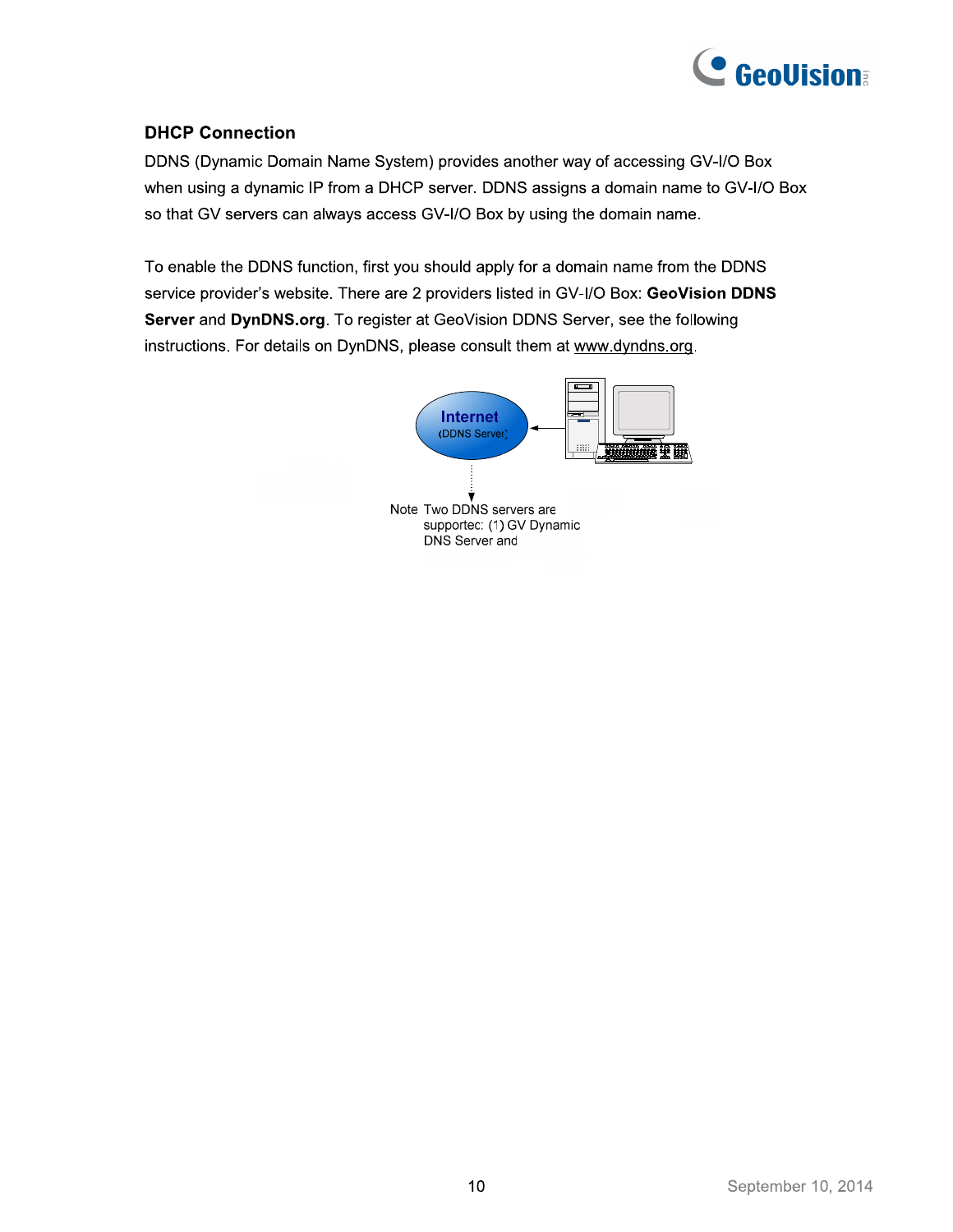### DHCP Connection

DDNS (Dynamic Domain Name System) provides another way of accessing GV-I/O Box when using a dynamic IP from a DHCP server. DDNS assigns a domain name to GV-I/O Box so that GV servers can always access GV-I/O Box by using the domain name.

To enable the DDNS function, first you should apply for a domain name from the DDNS service provider's website. There are 2 providers listed in GV-I/O Box: **GeoVision DDNS Server** and **DynDNS.org**. To register at GeoVision DDNS Server, see the following instructions. For details on DynDNS, please consult them at www.dyndns.org.

Internet (DDNS Server)

Note: Two DDNS servers are supported: (1) GV Dynamic DNS Server and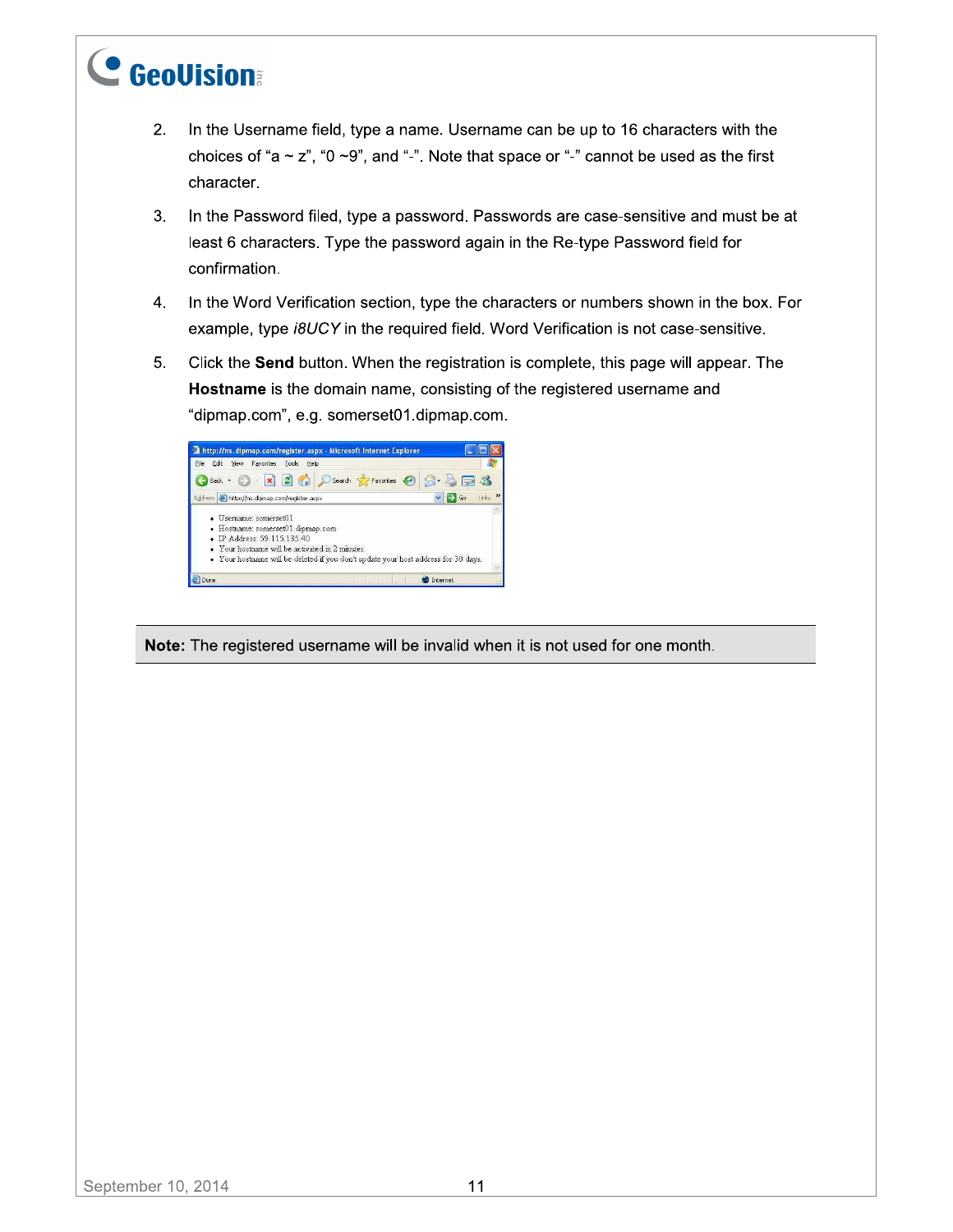2. In the Username field, type a name. Username can be up to 16 characters with the choices of "a ~ z", "0 ~9", and "-". Note that space or "-" cannot be used as the first character.

3. In the Password filed, type a password. Passwords are case-sensitive and must be at least 6 characters. Type the password again in the Re-type Password field for confirmation.

4. In the Word Verification section, type the characters or numbers shown in the box. For example, type *i8UCY* in the required field. Word Verification is not case-sensitive.

5. Click the **Send** button. When the registration is complete, this page will appear. The **Hostname** is the domain name, consisting of the registered username and "dipmap.com", e.g. somerset01.dipmap.com.

**Note:** The registered username will be invalid when it is not used for one month.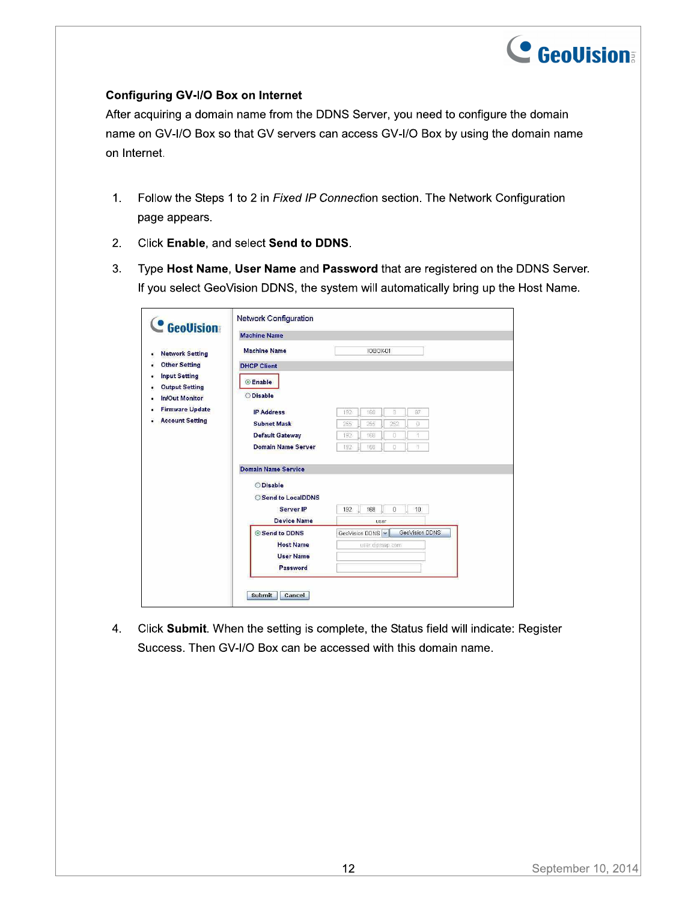**Configuring GV-I/O Box on Internet**

After acquiring a domain name from the DDNS Server, you need to configure the domain name on GV-I/O Box so that GV servers can access GV-I/O Box by using the domain name on Internet.

1. Follow the Steps 1 to 2 in *Fixed IP Connection* section. The Network Configuration page appears.
2. Click **Enable**, and select **Send to DDNS**.
3. Type **Host Name**, **User Name** and **Password** that are registered on the DDNS Server. If you select GeoVision DDNS, the system will automatically bring up the Host Name.
4. Click **Submit**. When the setting is complete, the Status field will indicate: Register Success. Then GV-I/O Box can be accessed with this domain name.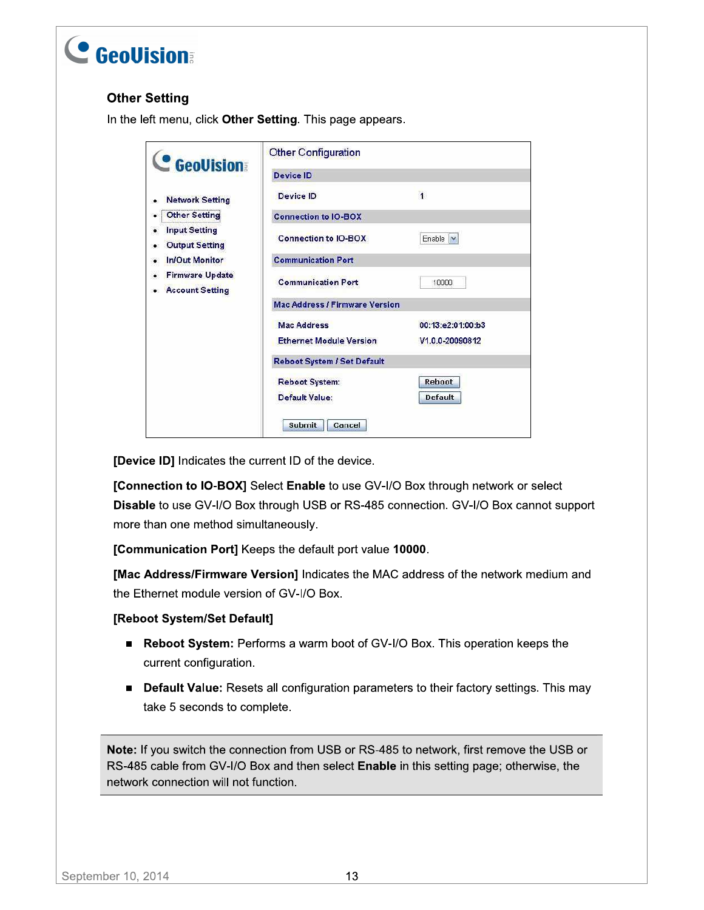### Other Setting

In the left menu, click **Other Setting**. This page appears.

**[Device ID]** Indicates the current ID of the device.

**[Connection to IO-BOX]** Select **Enable** to use GV-I/O Box through network or select **Disable** to use GV-I/O Box through USB or RS-485 connection. GV-I/O Box cannot support more than one method simultaneously.

**[Communication Port]** Keeps the default port value **10000**.

**[Mac Address/Firmware Version]** Indicates the MAC address of the network medium and the Ethernet module version of GV-I/O Box.

**[Reboot System/Set Default]**

- **Reboot System:** Performs a warm boot of GV-I/O Box. This operation keeps the current configuration.
- **Default Value:** Resets all configuration parameters to their factory settings. This may take 5 seconds to complete.

**Note:** If you switch the connection from USB or RS-485 to network, first remove the USB or RS-485 cable from GV-I/O Box and then select **Enable** in this setting page; otherwise, the network connection will not function.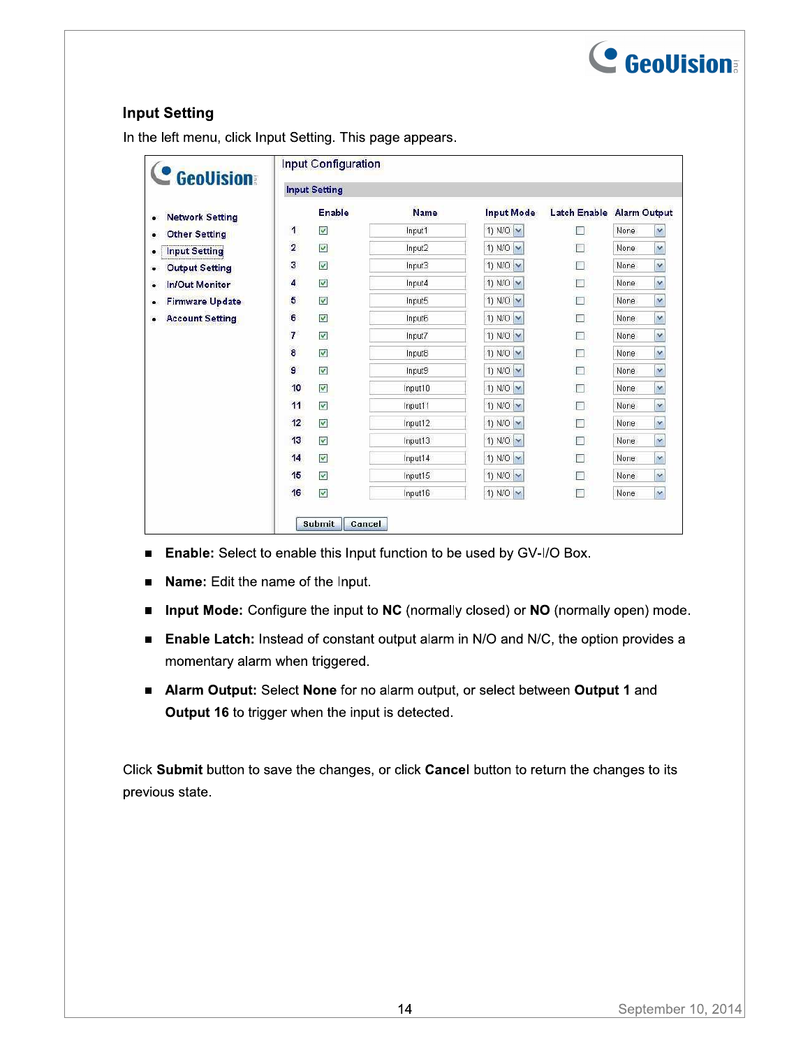## Input Setting

In the left menu, click Input Setting. This page appears.

- **Enable:** Select to enable this Input function to be used by GV-I/O Box.
- **Name:** Edit the name of the Input.
- **Input Mode:** Configure the input to **NC** (normally closed) or **NO** (normally open) mode.
- **Enable Latch:** Instead of constant output alarm in N/O and N/C, the option provides a momentary alarm when triggered.
- **Alarm Output:** Select **None** for no alarm output, or select between **Output 1** and **Output 16** to trigger when the input is detected.

Click **Submit** button to save the changes, or click **Cancel** button to return the changes to its previous state.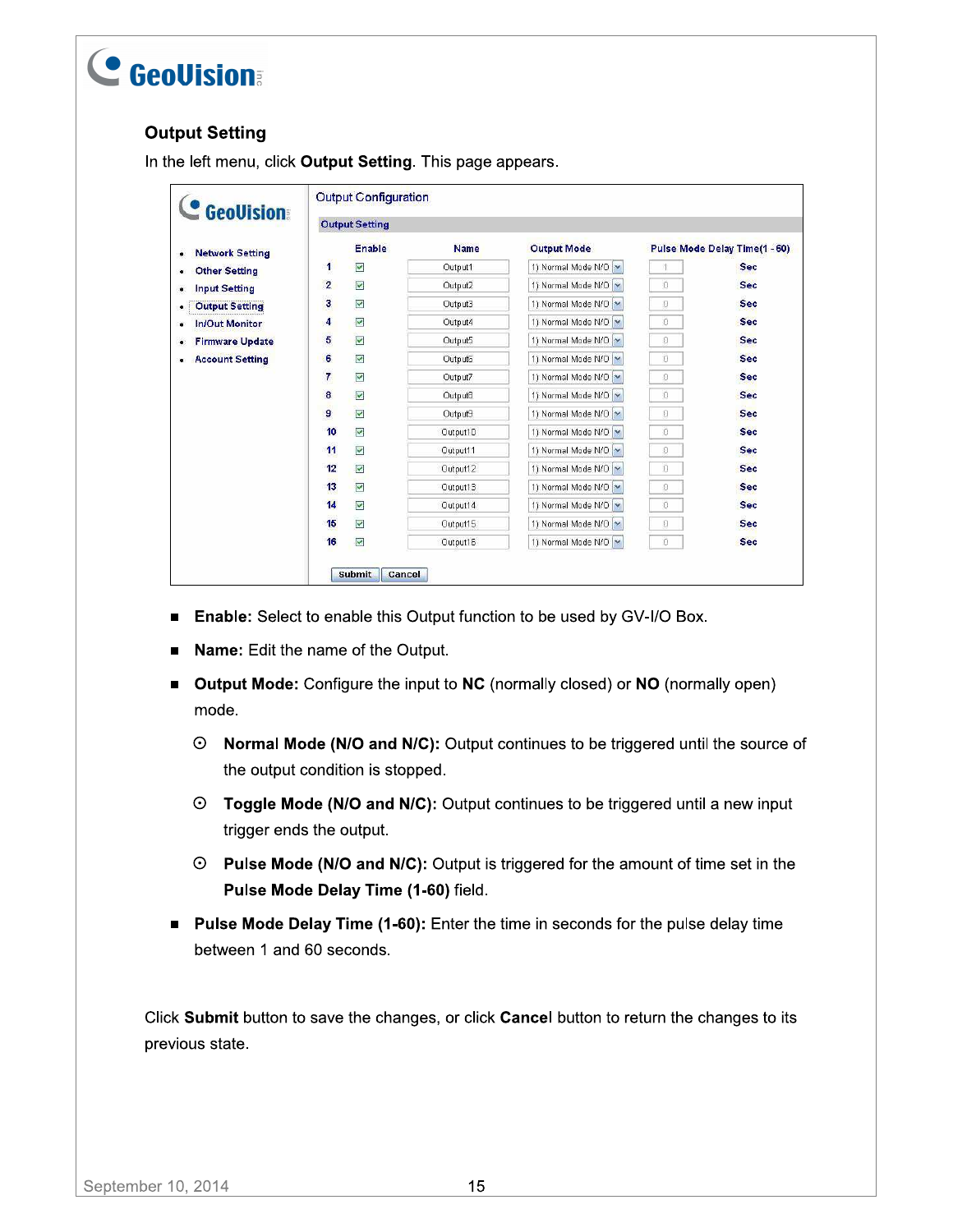## Output Setting

In the left menu, click **Output Setting**. This page appears.

- **Enable:** Select to enable this Output function to be used by GV-I/O Box.
- **Name:** Edit the name of the Output.
- **Output Mode:** Configure the input to **NC** (normally closed) or **NO** (normally open) mode.
  - **Normal Mode (N/O and N/C):** Output continues to be triggered until the source of the output condition is stopped.
  - **Toggle Mode (N/O and N/C):** Output continues to be triggered until a new input trigger ends the output.
  - **Pulse Mode (N/O and N/C):** Output is triggered for the amount of time set in the **Pulse Mode Delay Time (1-60)** field.
- **Pulse Mode Delay Time (1-60):** Enter the time in seconds for the pulse delay time between 1 and 60 seconds.

Click **Submit** button to save the changes, or click **Cancel** button to return the changes to its previous state.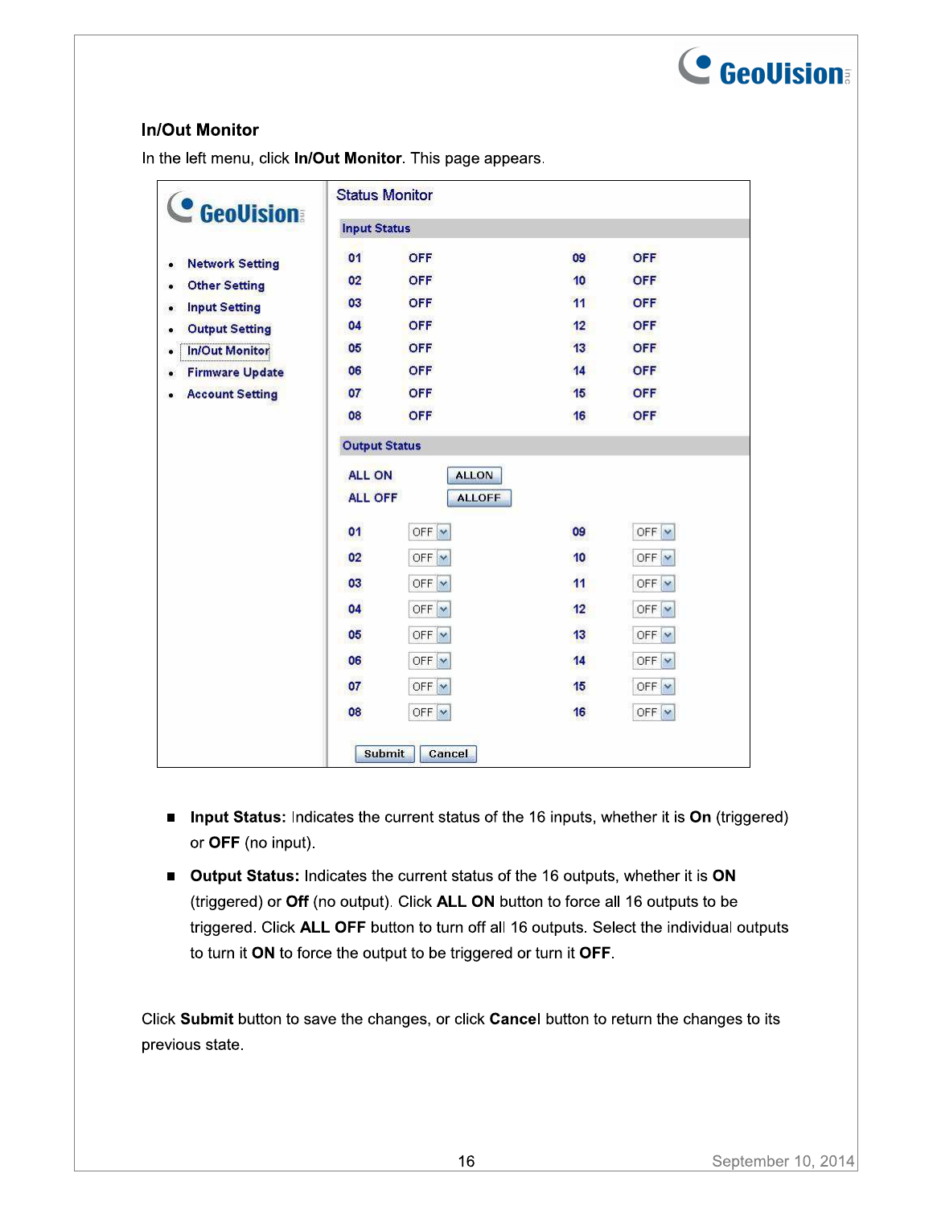## In/Out Monitor

In the left menu, click **In/Out Monitor**. This page appears.

- **Input Status:** Indicates the current status of the 16 inputs, whether it is **On** (triggered) or **OFF** (no input).
- **Output Status:** Indicates the current status of the 16 outputs, whether it is **ON** (triggered) or **Off** (no output). Click **ALL ON** button to force all 16 outputs to be triggered. Click **ALL OFF** button to turn off all 16 outputs. Select the individual outputs to turn it **ON** to force the output to be triggered or turn it **OFF**.

Click **Submit** button to save the changes, or click **Cancel** button to return the changes to its previous state.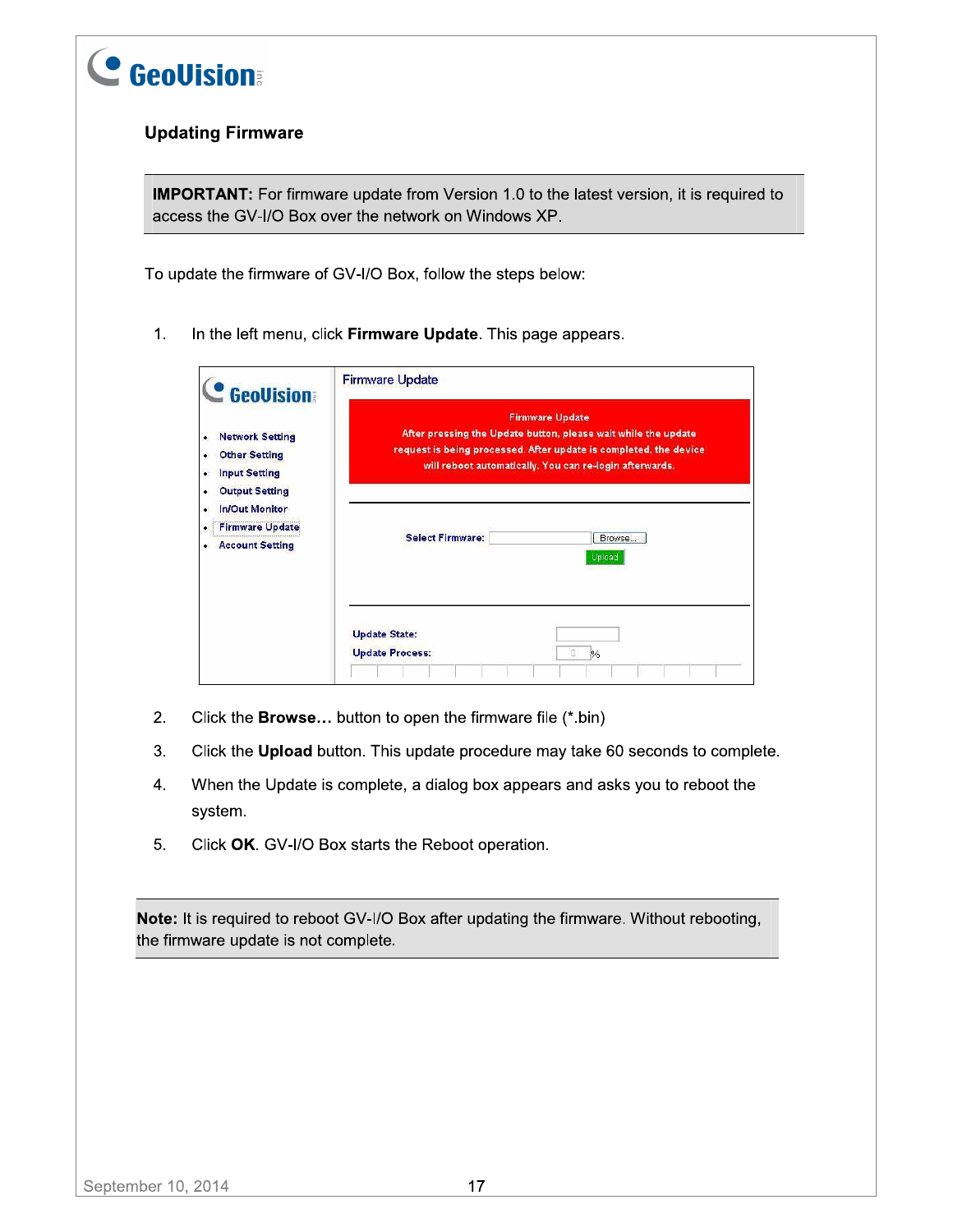## Updating Firmware

> **IMPORTANT:** For firmware update from Version 1.0 to the latest version, it is required to access the GV-I/O Box over the network on Windows XP.

To update the firmware of GV-I/O Box, follow the steps below:

1. In the left menu, click **Firmware Update**. This page appears.

2. Click the **Browse…** button to open the firmware file (*.bin)
3. Click the **Upload** button. This update procedure may take 60 seconds to complete.
4. When the Update is complete, a dialog box appears and asks you to reboot the system.
5. Click **OK**. GV-I/O Box starts the Reboot operation.

> **Note:** It is required to reboot GV-I/O Box after updating the firmware. Without rebooting, the firmware update is not complete.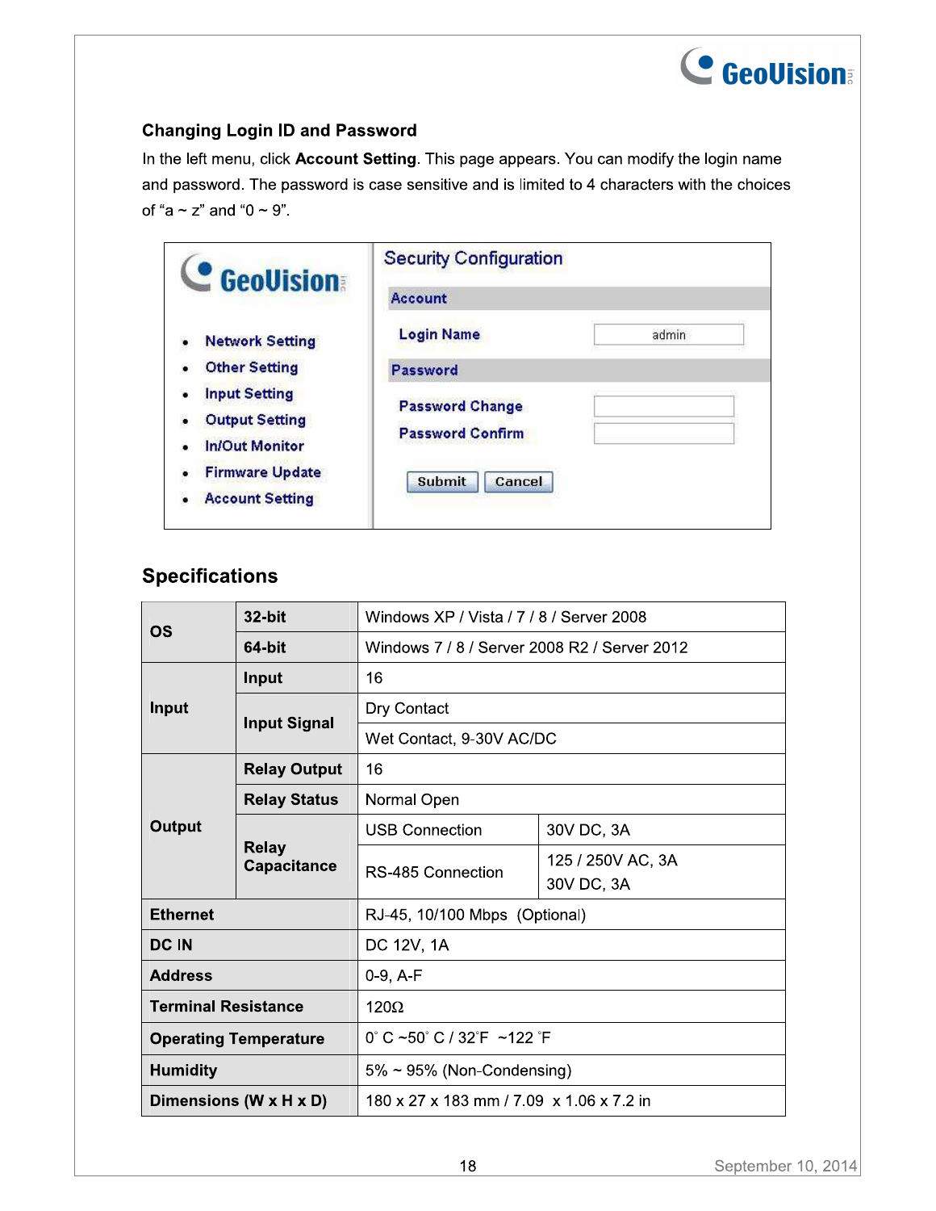### Changing Login ID and Password

In the left menu, click **Account Setting**. This page appears. You can modify the login name and password. The password is case sensitive and is limited to 4 characters with the choices of “a ~ z” and “0 ~ 9”.

## Specifications

| | | | |
|---|---|---|---|
| **OS** | **32-bit** | Windows XP / Vista / 7 / 8 / Server 2008 | |
| | **64-bit** | Windows 7 / 8 / Server 2008 R2 / Server 2012 | |
| **Input** | **Input** | 16 | |
| | **Input Signal** | Dry Contact | |
| | | Wet Contact, 9-30V AC/DC | |
| **Output** | **Relay Output** | 16 | |
| | **Relay Status** | Normal Open | |
| | **Relay Capacitance** | USB Connection | 30V DC, 3A |
| | | RS-485 Connection | 125 / 250V AC, 3A<br>30V DC, 3A |
| **Ethernet** | | RJ-45, 10/100 Mbps (Optional) | |
| **DC IN** | | DC 12V, 1A | |
| **Address** | | 0-9, A-F | |
| **Terminal Resistance** | | 120Ω | |
| **Operating Temperature** | | 0° C ~50° C / 32°F ~122 °F | |
| **Humidity** | | 5% ~ 95% (Non-Condensing) | |
| **Dimensions (W x H x D)** | | 180 x 27 x 183 mm / 7.09 x 1.06 x 7.2 in | |